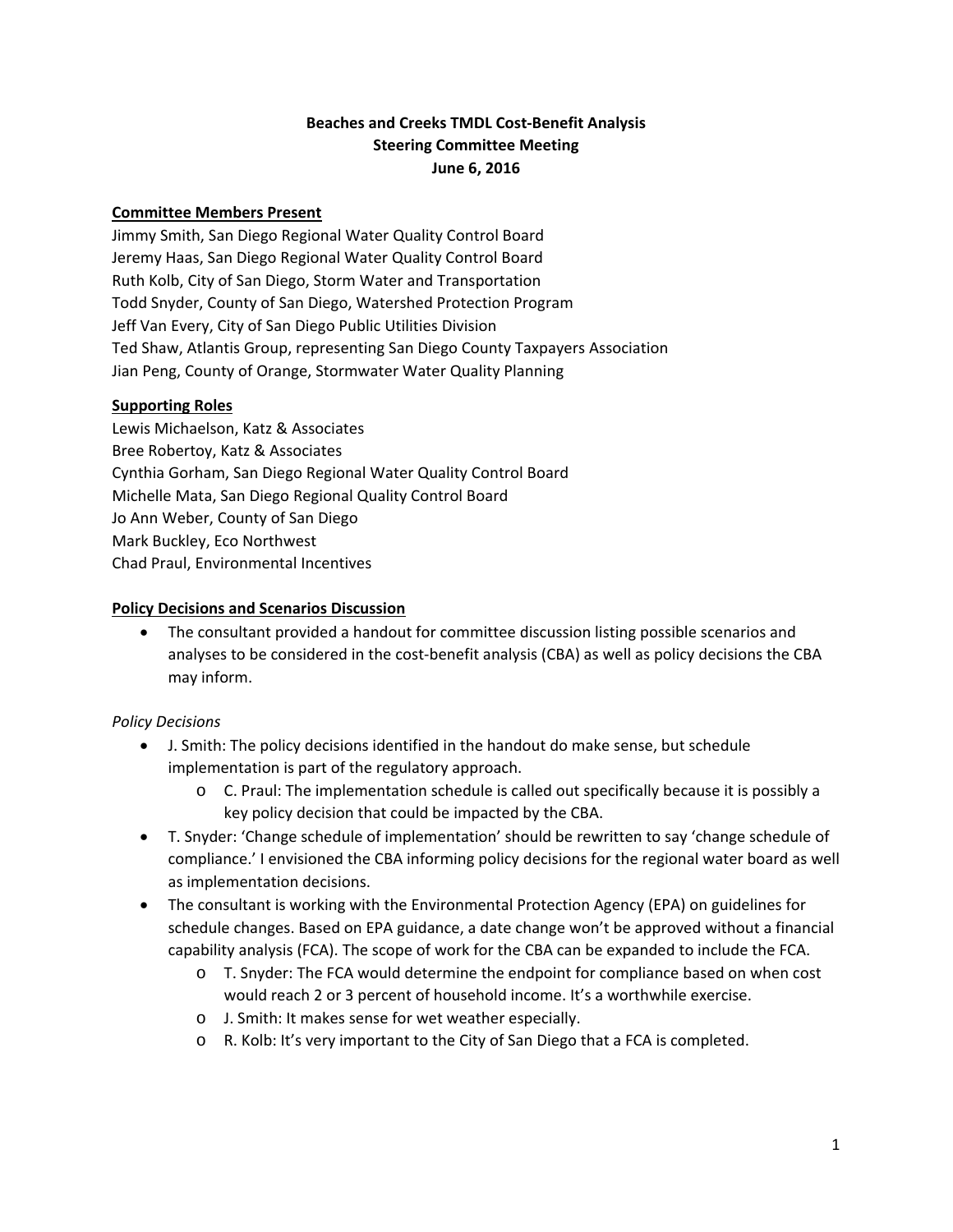# Beaches and Creeks TMDL Cost-Benefit Analysis
## Steering Committee Meeting
## June 6, 2016

**Committee Members Present**

Jimmy Smith, San Diego Regional Water Quality Control Board
Jeremy Haas, San Diego Regional Water Quality Control Board
Ruth Kolb, City of San Diego, Storm Water and Transportation
Todd Snyder, County of San Diego, Watershed Protection Program
Jeff Van Every, City of San Diego Public Utilities Division
Ted Shaw, Atlantis Group, representing San Diego County Taxpayers Association
Jian Peng, County of Orange, Stormwater Water Quality Planning

**Supporting Roles**

Lewis Michaelson, Katz & Associates
Bree Robertoy, Katz & Associates
Cynthia Gorham, San Diego Regional Water Quality Control Board
Michelle Mata, San Diego Regional Quality Control Board
Jo Ann Weber, County of San Diego
Mark Buckley, Eco Northwest
Chad Praul, Environmental Incentives

**Policy Decisions and Scenarios Discussion**

- The consultant provided a handout for committee discussion listing possible scenarios and analyses to be considered in the cost-benefit analysis (CBA) as well as policy decisions the CBA may inform.

*Policy Decisions*

- J. Smith: The policy decisions identified in the handout do make sense, but schedule implementation is part of the regulatory approach.
    - C. Praul: The implementation schedule is called out specifically because it is possibly a key policy decision that could be impacted by the CBA.
- T. Snyder: 'Change schedule of implementation' should be rewritten to say 'change schedule of compliance.' I envisioned the CBA informing policy decisions for the regional water board as well as implementation decisions.
- The consultant is working with the Environmental Protection Agency (EPA) on guidelines for schedule changes. Based on EPA guidance, a date change won't be approved without a financial capability analysis (FCA). The scope of work for the CBA can be expanded to include the FCA.
    - T. Snyder: The FCA would determine the endpoint for compliance based on when cost would reach 2 or 3 percent of household income. It's a worthwhile exercise.
    - J. Smith: It makes sense for wet weather especially.
    - R. Kolb: It's very important to the City of San Diego that a FCA is completed.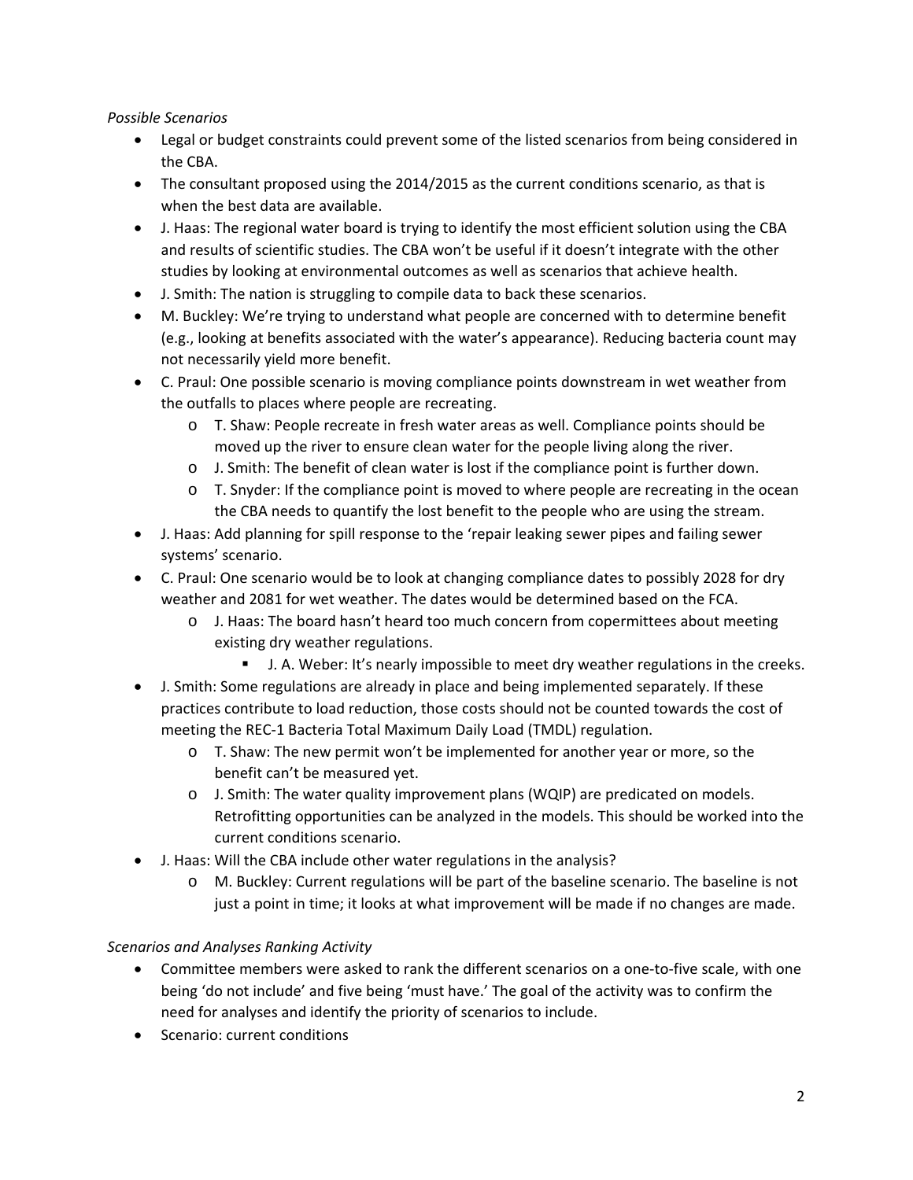*Possible Scenarios*

- Legal or budget constraints could prevent some of the listed scenarios from being considered in the CBA.
- The consultant proposed using the 2014/2015 as the current conditions scenario, as that is when the best data are available.
- J. Haas: The regional water board is trying to identify the most efficient solution using the CBA and results of scientific studies. The CBA won't be useful if it doesn't integrate with the other studies by looking at environmental outcomes as well as scenarios that achieve health.
- J. Smith: The nation is struggling to compile data to back these scenarios.
- M. Buckley: We're trying to understand what people are concerned with to determine benefit (e.g., looking at benefits associated with the water's appearance). Reducing bacteria count may not necessarily yield more benefit.
- C. Praul: One possible scenario is moving compliance points downstream in wet weather from the outfalls to places where people are recreating.
  - T. Shaw: People recreate in fresh water areas as well. Compliance points should be moved up the river to ensure clean water for the people living along the river.
  - J. Smith: The benefit of clean water is lost if the compliance point is further down.
  - T. Snyder: If the compliance point is moved to where people are recreating in the ocean the CBA needs to quantify the lost benefit to the people who are using the stream.
- J. Haas: Add planning for spill response to the 'repair leaking sewer pipes and failing sewer systems' scenario.
- C. Praul: One scenario would be to look at changing compliance dates to possibly 2028 for dry weather and 2081 for wet weather. The dates would be determined based on the FCA.
  - J. Haas: The board hasn't heard too much concern from copermittees about meeting existing dry weather regulations.
    - J. A. Weber: It's nearly impossible to meet dry weather regulations in the creeks.
- J. Smith: Some regulations are already in place and being implemented separately. If these practices contribute to load reduction, those costs should not be counted towards the cost of meeting the REC-1 Bacteria Total Maximum Daily Load (TMDL) regulation.
  - T. Shaw: The new permit won't be implemented for another year or more, so the benefit can't be measured yet.
  - J. Smith: The water quality improvement plans (WQIP) are predicated on models. Retrofitting opportunities can be analyzed in the models. This should be worked into the current conditions scenario.
- J. Haas: Will the CBA include other water regulations in the analysis?
  - M. Buckley: Current regulations will be part of the baseline scenario. The baseline is not just a point in time; it looks at what improvement will be made if no changes are made.

*Scenarios and Analyses Ranking Activity*

- Committee members were asked to rank the different scenarios on a one-to-five scale, with one being 'do not include' and five being 'must have.' The goal of the activity was to confirm the need for analyses and identify the priority of scenarios to include.
- Scenario: current conditions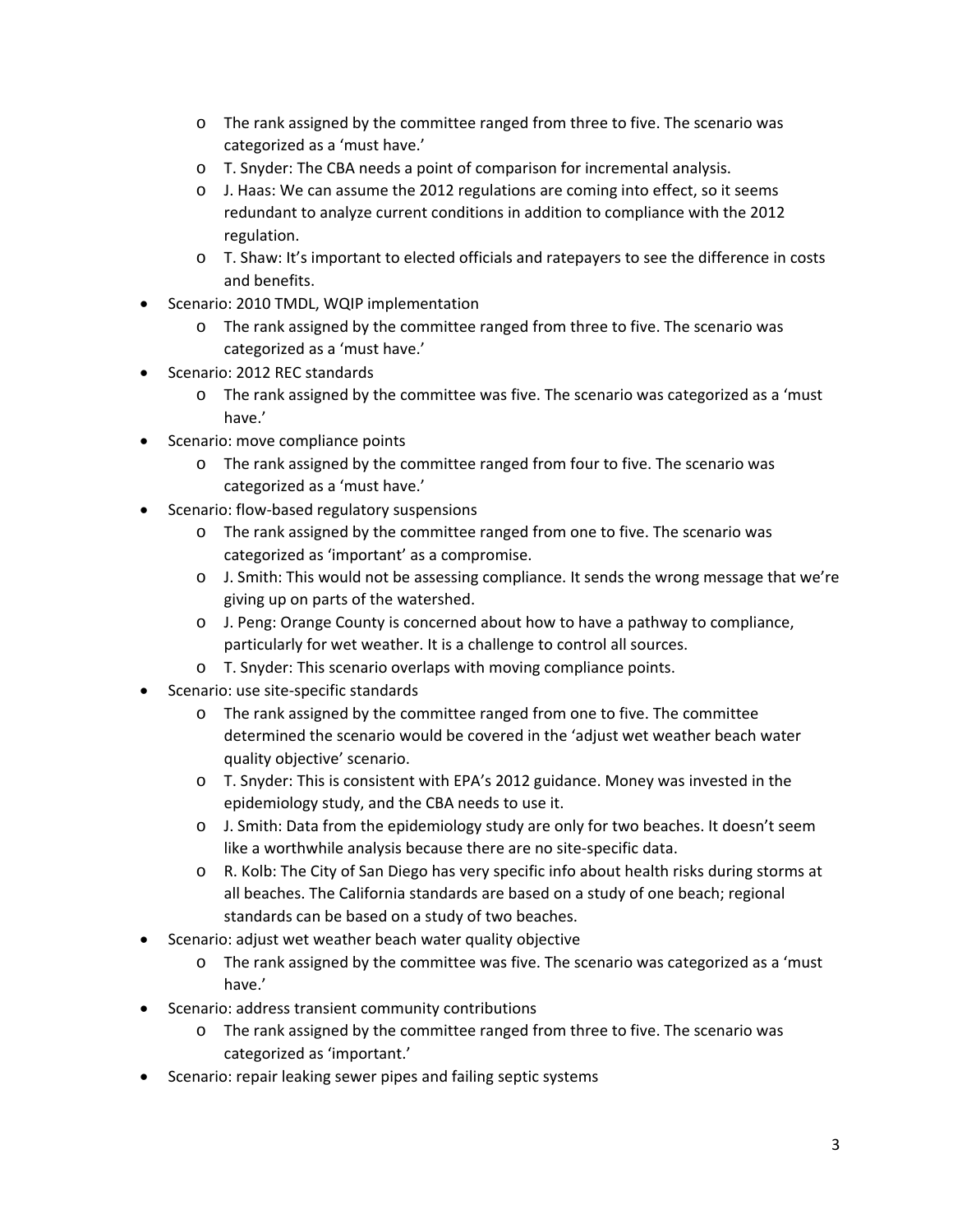- The rank assigned by the committee ranged from three to five. The scenario was categorized as a 'must have.'
  - T. Snyder: The CBA needs a point of comparison for incremental analysis.
  - J. Haas: We can assume the 2012 regulations are coming into effect, so it seems redundant to analyze current conditions in addition to compliance with the 2012 regulation.
  - T. Shaw: It's important to elected officials and ratepayers to see the difference in costs and benefits.
- Scenario: 2010 TMDL, WQIP implementation
  - The rank assigned by the committee ranged from three to five. The scenario was categorized as a 'must have.'
- Scenario: 2012 REC standards
  - The rank assigned by the committee was five. The scenario was categorized as a 'must have.'
- Scenario: move compliance points
  - The rank assigned by the committee ranged from four to five. The scenario was categorized as a 'must have.'
- Scenario: flow-based regulatory suspensions
  - The rank assigned by the committee ranged from one to five. The scenario was categorized as 'important' as a compromise.
  - J. Smith: This would not be assessing compliance. It sends the wrong message that we're giving up on parts of the watershed.
  - J. Peng: Orange County is concerned about how to have a pathway to compliance, particularly for wet weather. It is a challenge to control all sources.
  - T. Snyder: This scenario overlaps with moving compliance points.
- Scenario: use site-specific standards
  - The rank assigned by the committee ranged from one to five. The committee determined the scenario would be covered in the 'adjust wet weather beach water quality objective' scenario.
  - T. Snyder: This is consistent with EPA's 2012 guidance. Money was invested in the epidemiology study, and the CBA needs to use it.
  - J. Smith: Data from the epidemiology study are only for two beaches. It doesn't seem like a worthwhile analysis because there are no site-specific data.
  - R. Kolb: The City of San Diego has very specific info about health risks during storms at all beaches. The California standards are based on a study of one beach; regional standards can be based on a study of two beaches.
- Scenario: adjust wet weather beach water quality objective
  - The rank assigned by the committee was five. The scenario was categorized as a 'must have.'
- Scenario: address transient community contributions
  - The rank assigned by the committee ranged from three to five. The scenario was categorized as 'important.'
- Scenario: repair leaking sewer pipes and failing septic systems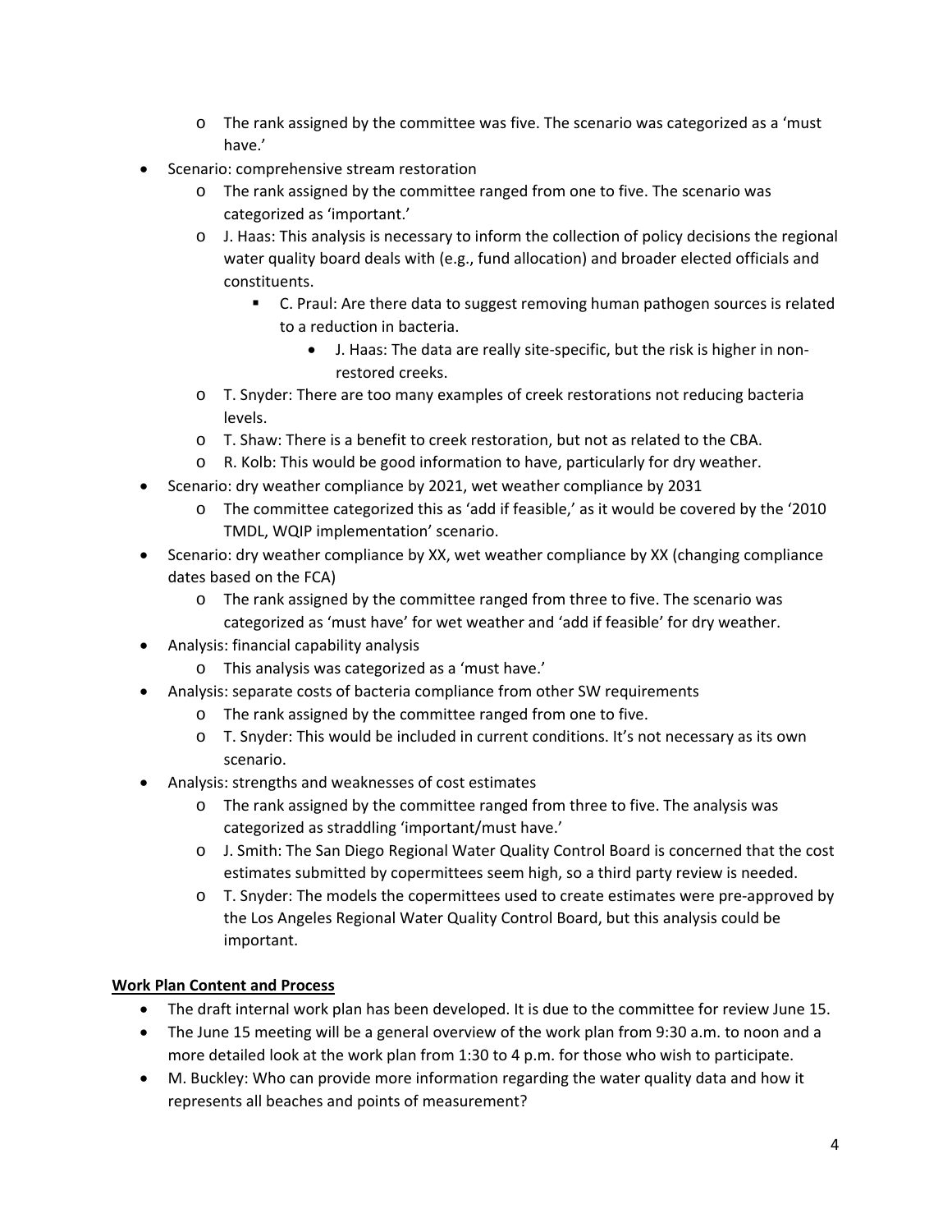- The rank assigned by the committee was five. The scenario was categorized as a 'must have.'
- Scenario: comprehensive stream restoration
  - The rank assigned by the committee ranged from one to five. The scenario was categorized as 'important.'
  - J. Haas: This analysis is necessary to inform the collection of policy decisions the regional water quality board deals with (e.g., fund allocation) and broader elected officials and constituents.
    - C. Praul: Are there data to suggest removing human pathogen sources is related to a reduction in bacteria.
      - J. Haas: The data are really site-specific, but the risk is higher in non-restored creeks.
  - T. Snyder: There are too many examples of creek restorations not reducing bacteria levels.
  - T. Shaw: There is a benefit to creek restoration, but not as related to the CBA.
  - R. Kolb: This would be good information to have, particularly for dry weather.
- Scenario: dry weather compliance by 2021, wet weather compliance by 2031
  - The committee categorized this as 'add if feasible,' as it would be covered by the '2010 TMDL, WQIP implementation' scenario.
- Scenario: dry weather compliance by XX, wet weather compliance by XX (changing compliance dates based on the FCA)
  - The rank assigned by the committee ranged from three to five. The scenario was categorized as 'must have' for wet weather and 'add if feasible' for dry weather.
- Analysis: financial capability analysis
  - This analysis was categorized as a 'must have.'
- Analysis: separate costs of bacteria compliance from other SW requirements
  - The rank assigned by the committee ranged from one to five.
  - T. Snyder: This would be included in current conditions. It's not necessary as its own scenario.
- Analysis: strengths and weaknesses of cost estimates
  - The rank assigned by the committee ranged from three to five. The analysis was categorized as straddling 'important/must have.'
  - J. Smith: The San Diego Regional Water Quality Control Board is concerned that the cost estimates submitted by copermittees seem high, so a third party review is needed.
  - T. Snyder: The models the copermittees used to create estimates were pre-approved by the Los Angeles Regional Water Quality Control Board, but this analysis could be important.

**Work Plan Content and Process**

- The draft internal work plan has been developed. It is due to the committee for review June 15.
- The June 15 meeting will be a general overview of the work plan from 9:30 a.m. to noon and a more detailed look at the work plan from 1:30 to 4 p.m. for those who wish to participate.
- M. Buckley: Who can provide more information regarding the water quality data and how it represents all beaches and points of measurement?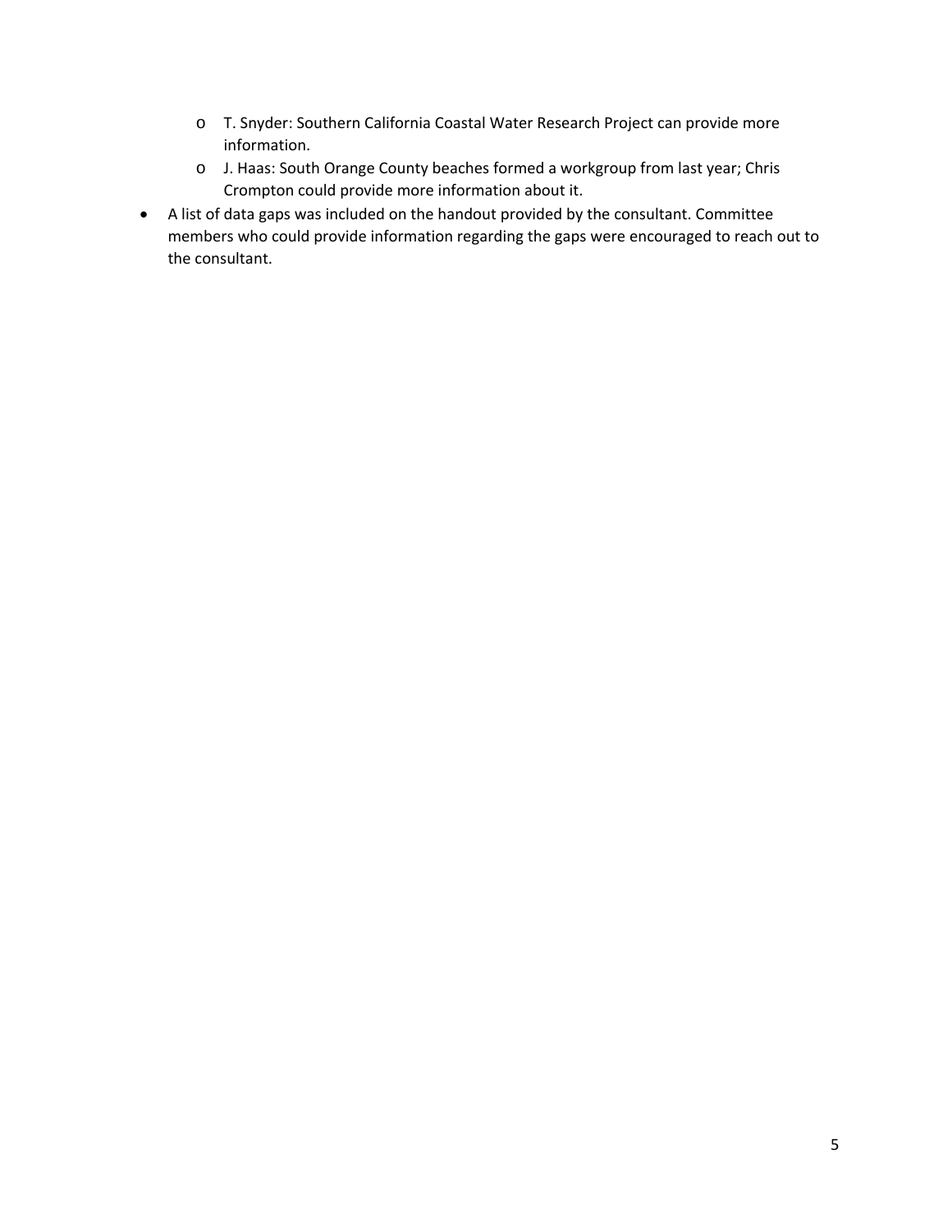- T. Snyder: Southern California Coastal Water Research Project can provide more information.
  - J. Haas: South Orange County beaches formed a workgroup from last year; Chris Crompton could provide more information about it.
- A list of data gaps was included on the handout provided by the consultant. Committee members who could provide information regarding the gaps were encouraged to reach out to the consultant.